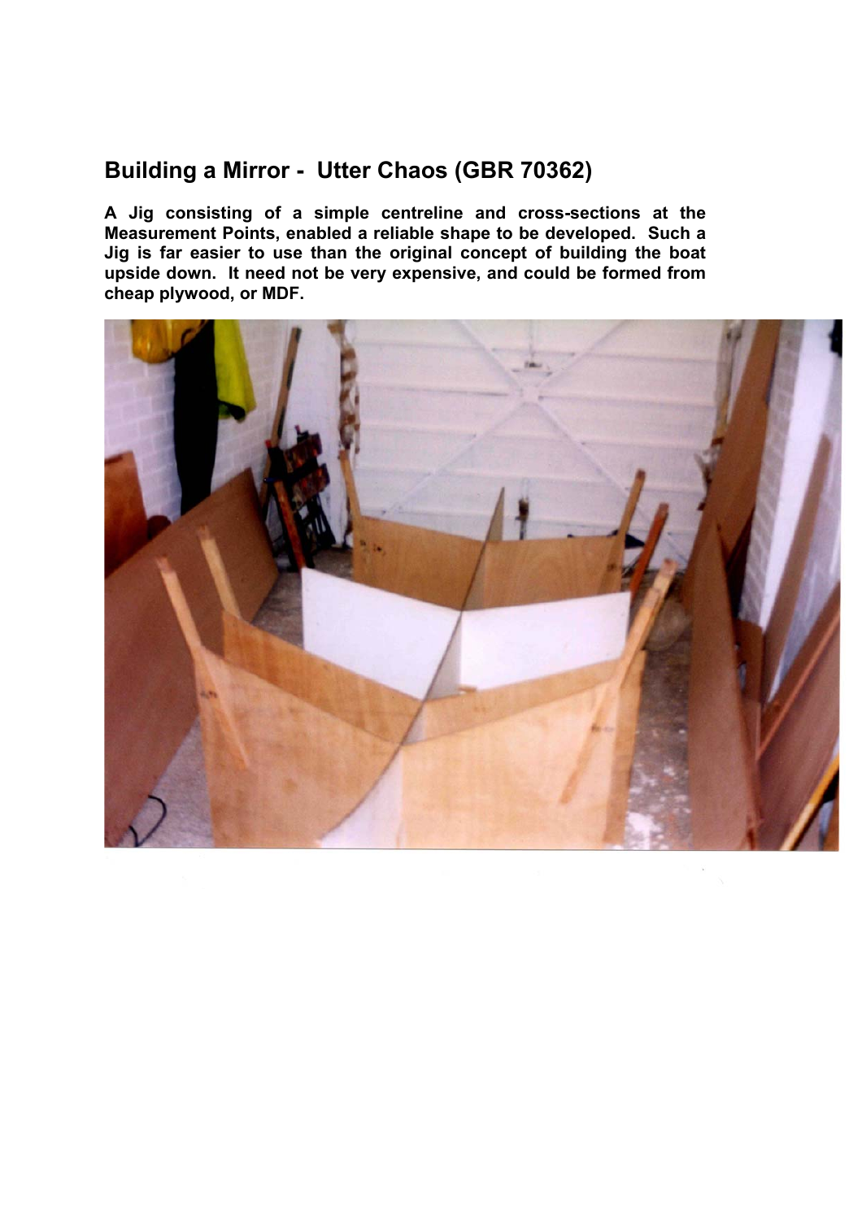## Building a Mirror - Utter Chaos (GBR 70362)

**A Jig consisting of a simple centreline and cross-sections at the Measurement Points, enabled a reliable shape to be developed. Such a Jig is far easier to use than the original concept of building the boat upside down. It need not be very expensive, and could be formed from cheap plywood, or MDF.**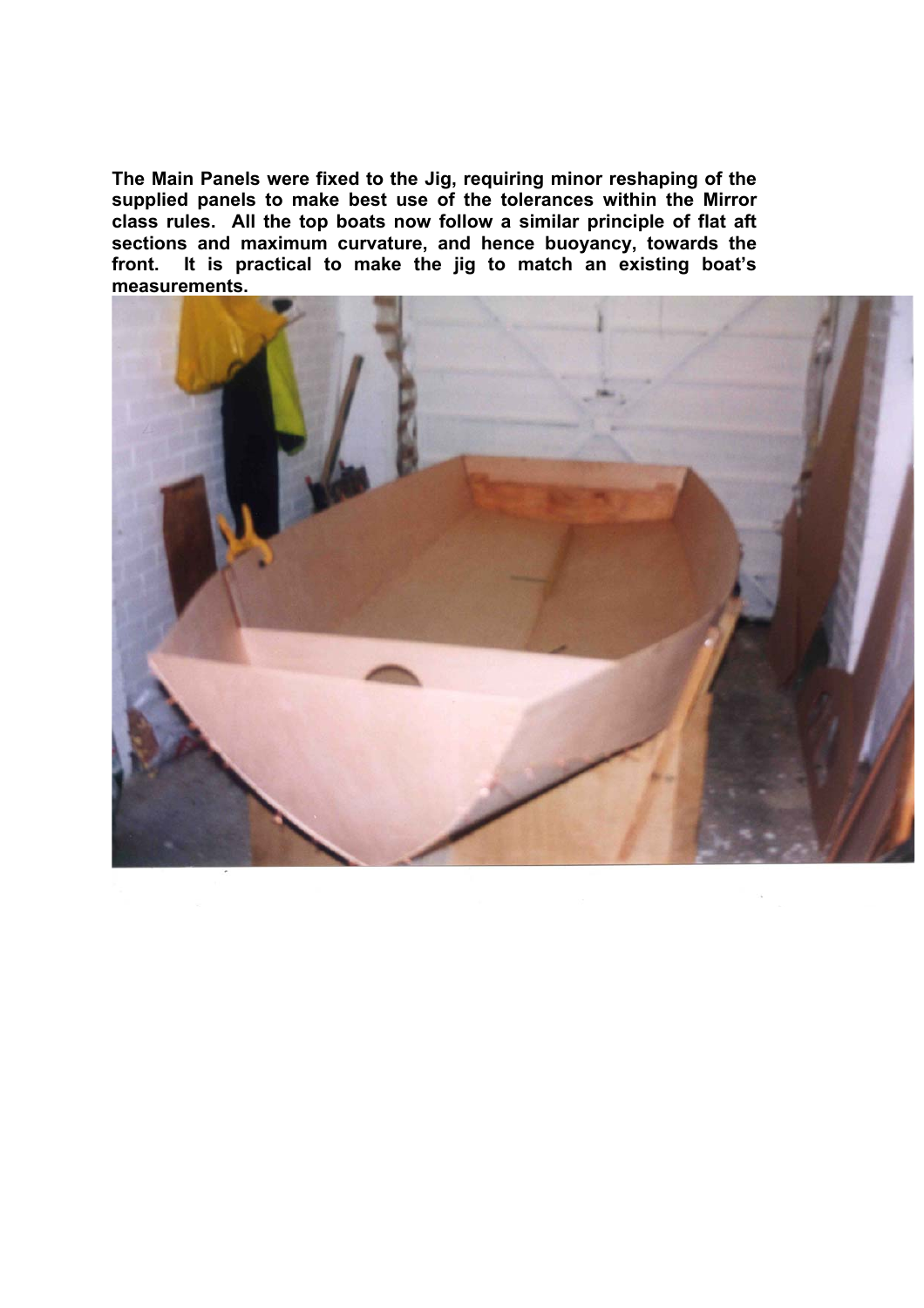**The Main Panels were fixed to the Jig, requiring minor reshaping of the supplied panels to make best use of the tolerances within the Mirror class rules. All the top boats now follow a similar principle of flat aft sections and maximum curvature, and hence buoyancy, towards the front. It is practical to make the jig to match an existing boat's measurements.**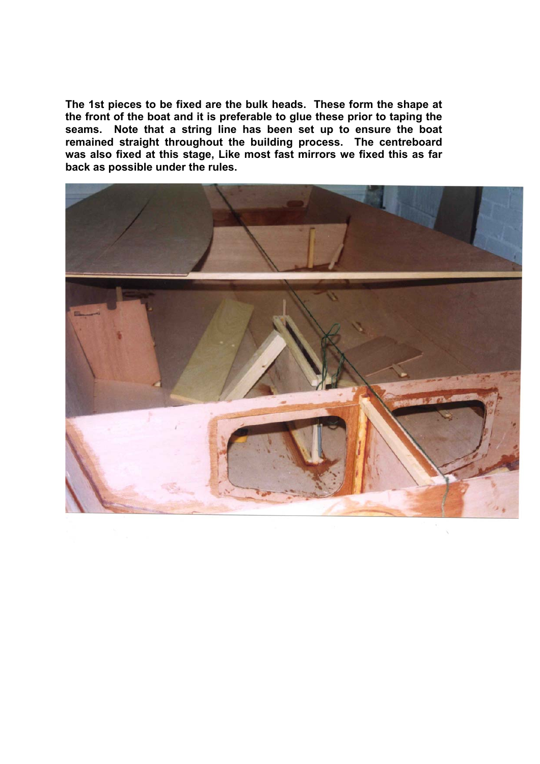**The 1st pieces to be fixed are the bulk heads. These form the shape at the front of the boat and it is preferable to glue these prior to taping the seams. Note that a string line has been set up to ensure the boat remained straight throughout the building process. The centreboard was also fixed at this stage, Like most fast mirrors we fixed this as far back as possible under the rules.**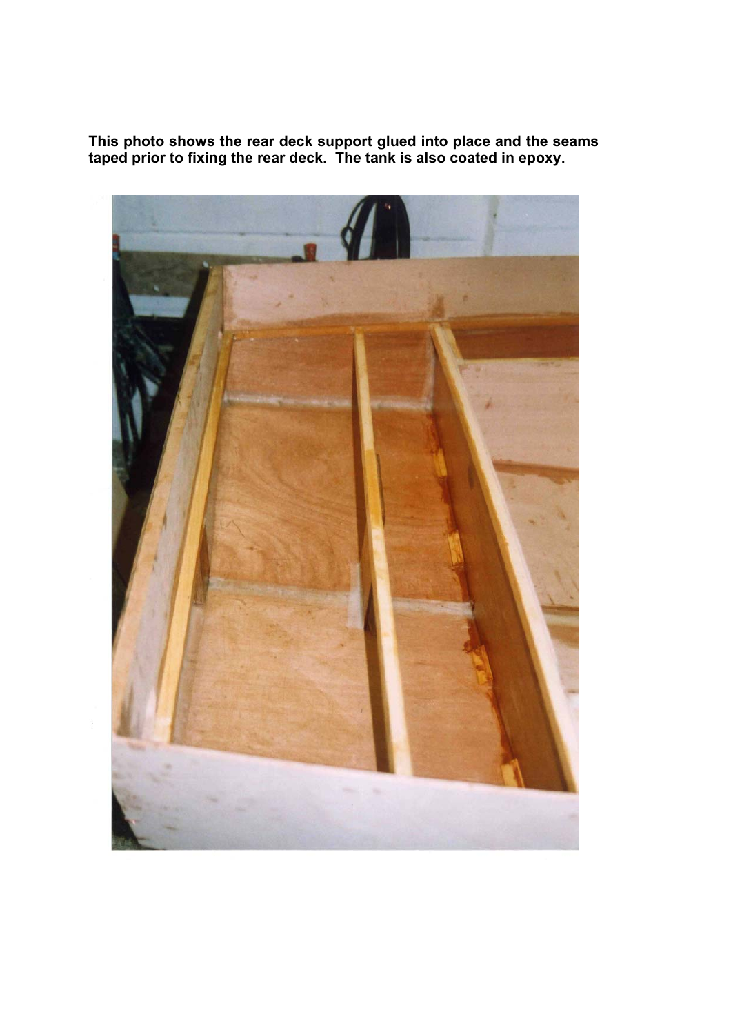**This photo shows the rear deck support glued into place and the seams taped prior to fixing the rear deck. The tank is also coated in epoxy.**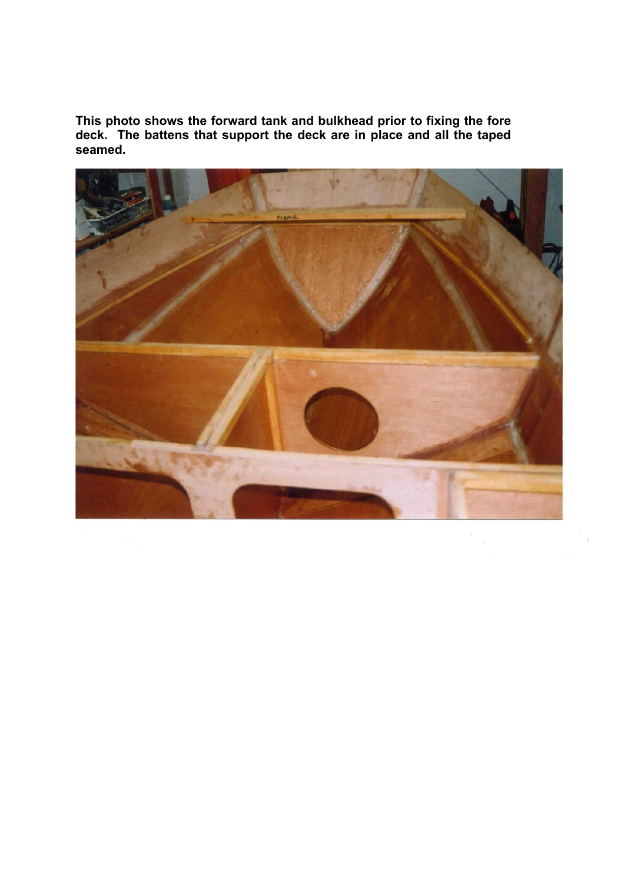**This photo shows the forward tank and bulkhead prior to fixing the fore deck. The battens that support the deck are in place and all the taped seamed.**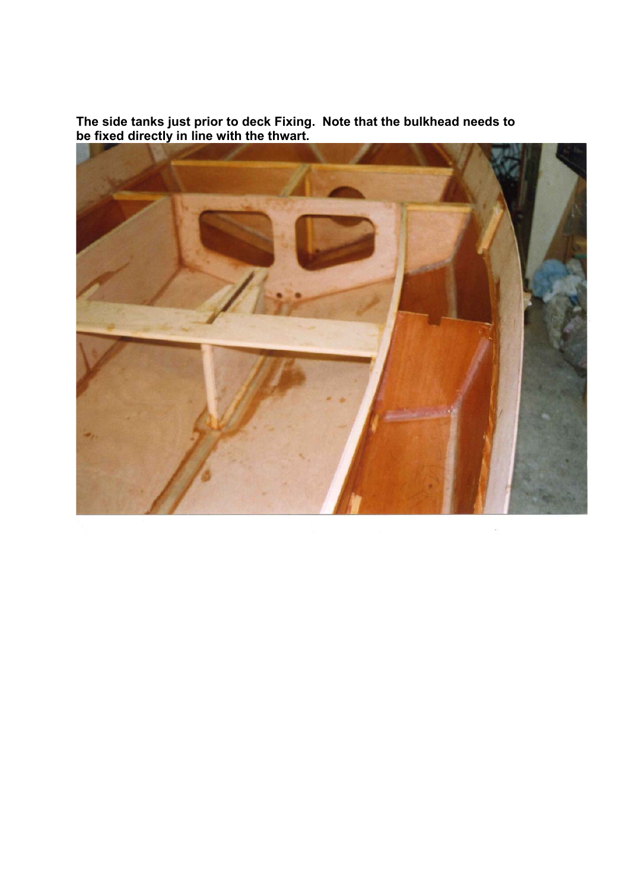**The side tanks just prior to deck Fixing. Note that the bulkhead needs to be fixed directly in line with the thwart.**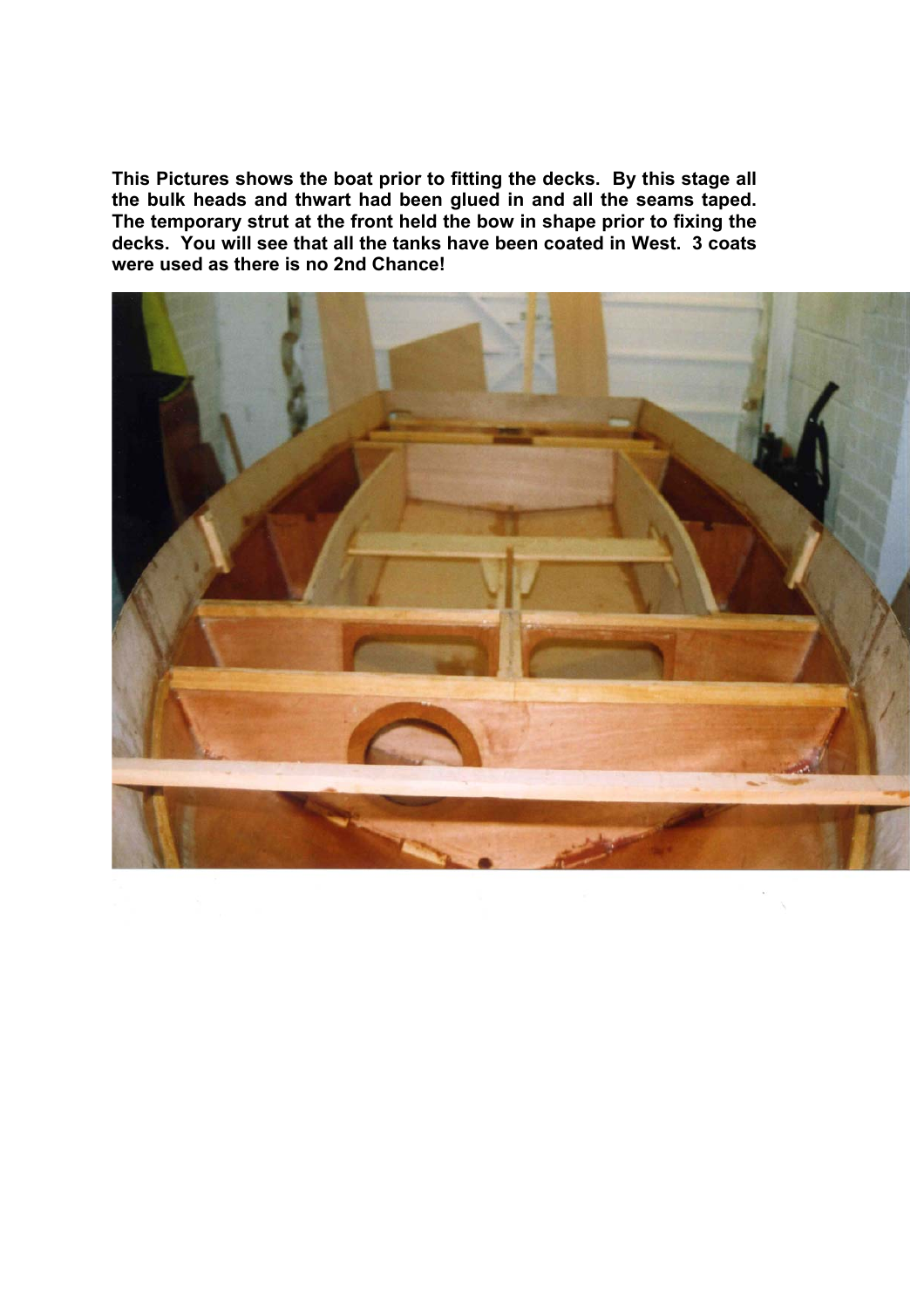**This Pictures shows the boat prior to fitting the decks. By this stage all the bulk heads and thwart had been glued in and all the seams taped. The temporary strut at the front held the bow in shape prior to fixing the decks. You will see that all the tanks have been coated in West. 3 coats were used as there is no 2nd Chance!**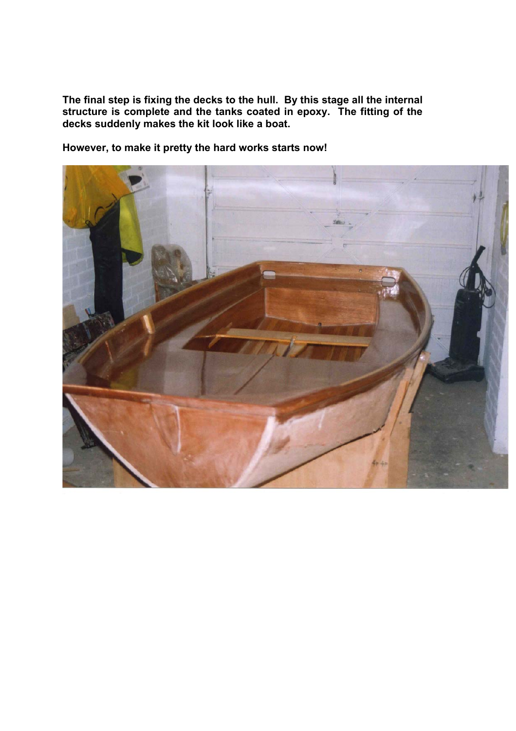**The final step is fixing the decks to the hull. By this stage all the internal structure is complete and the tanks coated in epoxy. The fitting of the decks suddenly makes the kit look like a boat.**

**However, to make it pretty the hard works starts now!**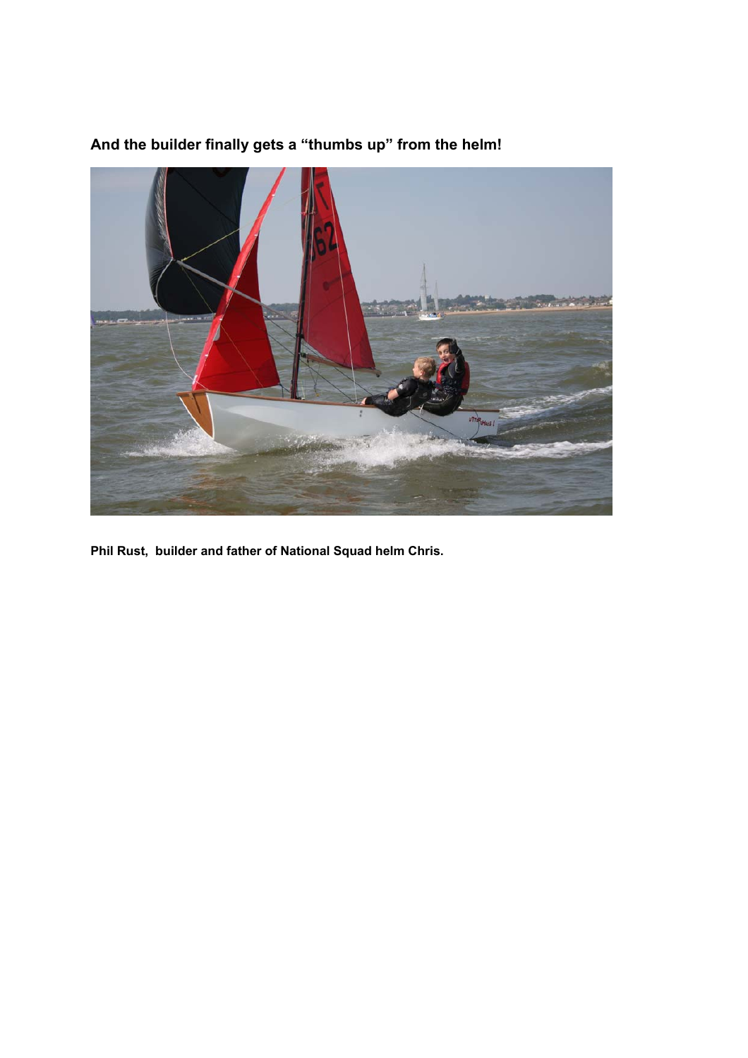**And the builder finally gets a “thumbs up” from the helm!**

**Phil Rust, builder and father of National Squad helm Chris.**